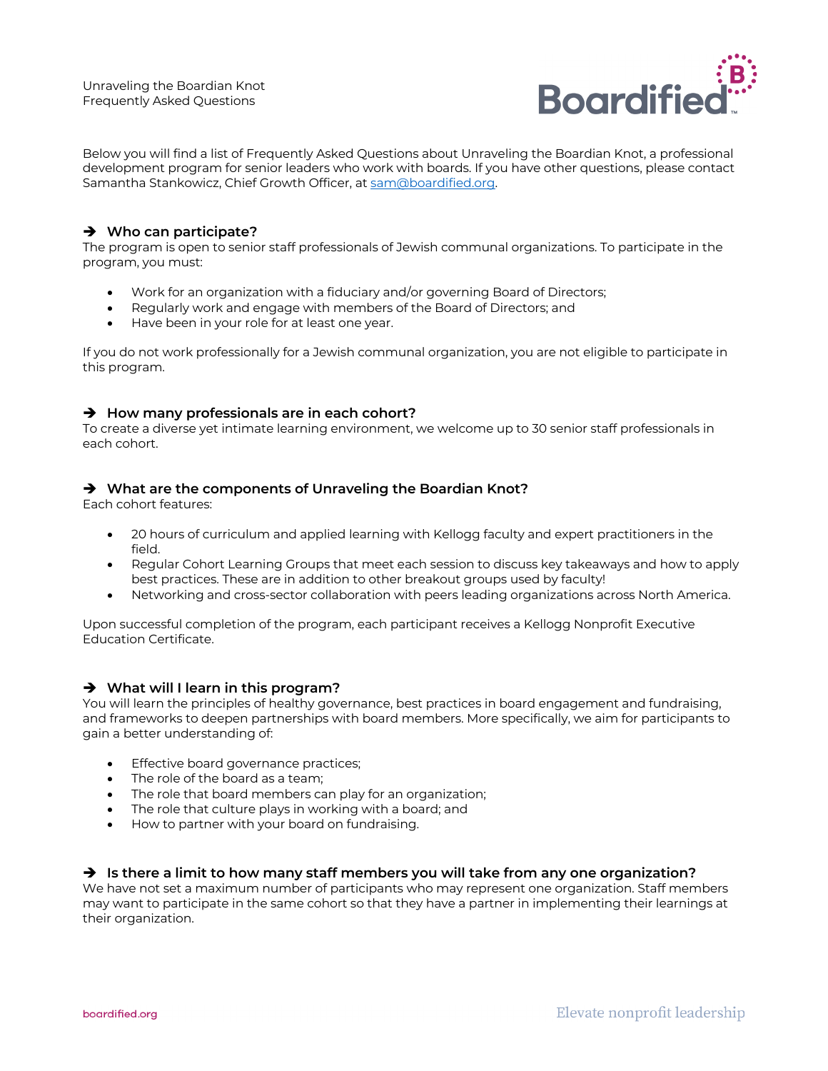Unraveling the Boardian Knot
Frequently Asked Questions

Below you will find a list of Frequently Asked Questions about Unraveling the Boardian Knot, a professional development program for senior leaders who work with boards. If you have other questions, please contact Samantha Stankowicz, Chief Growth Officer, at [sam@boardified.org](mailto:sam@boardified.org).

## ➔ Who can participate?

The program is open to senior staff professionals of Jewish communal organizations. To participate in the program, you must:

- Work for an organization with a fiduciary and/or governing Board of Directors;
- Regularly work and engage with members of the Board of Directors; and
- Have been in your role for at least one year.

If you do not work professionally for a Jewish communal organization, you are not eligible to participate in this program.

## ➔ How many professionals are in each cohort?

To create a diverse yet intimate learning environment, we welcome up to 30 senior staff professionals in each cohort.

## ➔ What are the components of Unraveling the Boardian Knot?

Each cohort features:

- 20 hours of curriculum and applied learning with Kellogg faculty and expert practitioners in the field.
- Regular Cohort Learning Groups that meet each session to discuss key takeaways and how to apply best practices. These are in addition to other breakout groups used by faculty!
- Networking and cross-sector collaboration with peers leading organizations across North America.

Upon successful completion of the program, each participant receives a Kellogg Nonprofit Executive Education Certificate.

## ➔ What will I learn in this program?

You will learn the principles of healthy governance, best practices in board engagement and fundraising, and frameworks to deepen partnerships with board members. More specifically, we aim for participants to gain a better understanding of:

- Effective board governance practices;
- The role of the board as a team;
- The role that board members can play for an organization;
- The role that culture plays in working with a board; and
- How to partner with your board on fundraising.

## ➔ Is there a limit to how many staff members you will take from any one organization?

We have not set a maximum number of participants who may represent one organization. Staff members may want to participate in the same cohort so that they have a partner in implementing their learnings at their organization.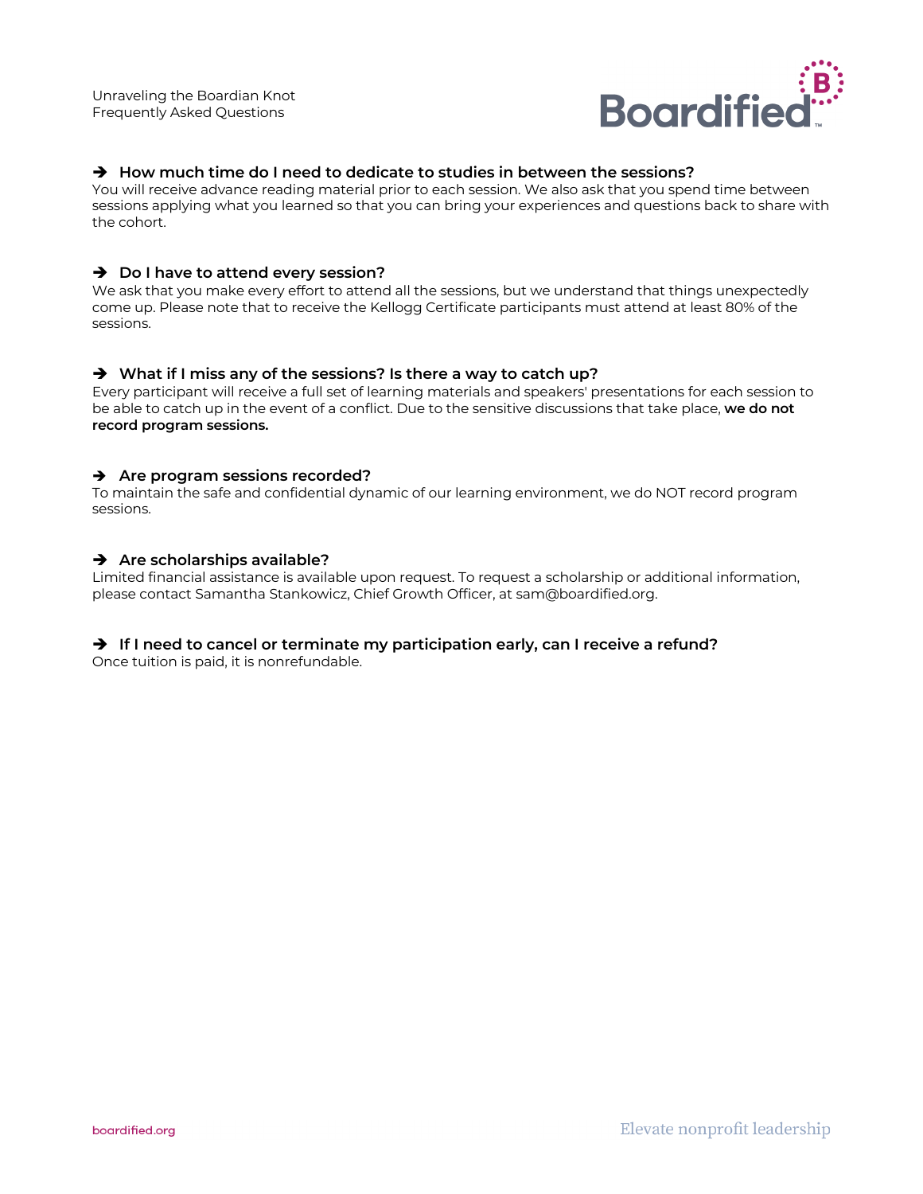### ➔ How much time do I need to dedicate to studies in between the sessions?

You will receive advance reading material prior to each session. We also ask that you spend time between sessions applying what you learned so that you can bring your experiences and questions back to share with the cohort.

### ➔ Do I have to attend every session?

We ask that you make every effort to attend all the sessions, but we understand that things unexpectedly come up. Please note that to receive the Kellogg Certificate participants must attend at least 80% of the sessions.

### ➔ What if I miss any of the sessions? Is there a way to catch up?

Every participant will receive a full set of learning materials and speakers' presentations for each session to be able to catch up in the event of a conflict. Due to the sensitive discussions that take place, **we do not record program sessions.**

### ➔ Are program sessions recorded?

To maintain the safe and confidential dynamic of our learning environment, we do NOT record program sessions.

### ➔ Are scholarships available?

Limited financial assistance is available upon request. To request a scholarship or additional information, please contact Samantha Stankowicz, Chief Growth Officer, at sam@boardified.org.

### ➔ If I need to cancel or terminate my participation early, can I receive a refund?

Once tuition is paid, it is nonrefundable.